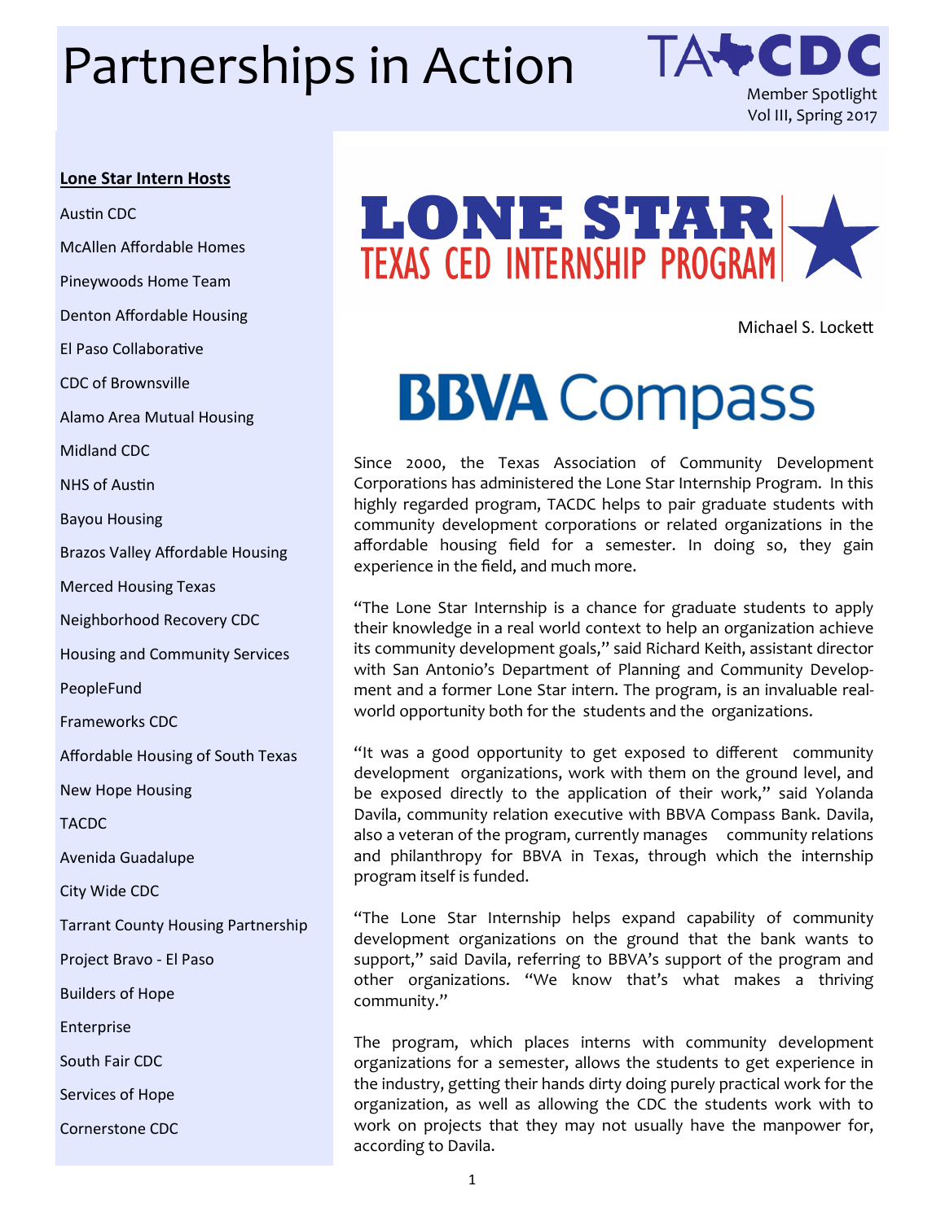# Partnerships in Action

TACDC

Member Spotlight
Vol III, Spring 2017

**Lone Star Intern Hosts**

Austin CDC

McAllen Affordable Homes

Pineywoods Home Team

Denton Affordable Housing

El Paso Collaborative

CDC of Brownsville

Alamo Area Mutual Housing

Midland CDC

NHS of Austin

Bayou Housing

Brazos Valley Affordable Housing

Merced Housing Texas

Neighborhood Recovery CDC

Housing and Community Services

PeopleFund

Frameworks CDC

Affordable Housing of South Texas

New Hope Housing

TACDC

Avenida Guadalupe

City Wide CDC

Tarrant County Housing Partnership

Project Bravo - El Paso

Builders of Hope

Enterprise

South Fair CDC

Services of Hope

Cornerstone CDC

## LONE STAR
## TEXAS CED INTERNSHIP PROGRAM

Michael S. Lockett

## BBVA Compass

Since 2000, the Texas Association of Community Development Corporations has administered the Lone Star Internship Program. In this highly regarded program, TACDC helps to pair graduate students with community development corporations or related organizations in the affordable housing field for a semester. In doing so, they gain experience in the field, and much more.

"The Lone Star Internship is a chance for graduate students to apply their knowledge in a real world context to help an organization achieve its community development goals," said Richard Keith, assistant director with San Antonio's Department of Planning and Community Development and a former Lone Star intern. The program, is an invaluable real-world opportunity both for the students and the organizations.

"It was a good opportunity to get exposed to different community development organizations, work with them on the ground level, and be exposed directly to the application of their work," said Yolanda Davila, community relation executive with BBVA Compass Bank. Davila, also a veteran of the program, currently manages community relations and philanthropy for BBVA in Texas, through which the internship program itself is funded.

"The Lone Star Internship helps expand capability of community development organizations on the ground that the bank wants to support," said Davila, referring to BBVA's support of the program and other organizations. "We know that's what makes a thriving community."

The program, which places interns with community development organizations for a semester, allows the students to get experience in the industry, getting their hands dirty doing purely practical work for the organization, as well as allowing the CDC the students work with to work on projects that they may not usually have the manpower for, according to Davila.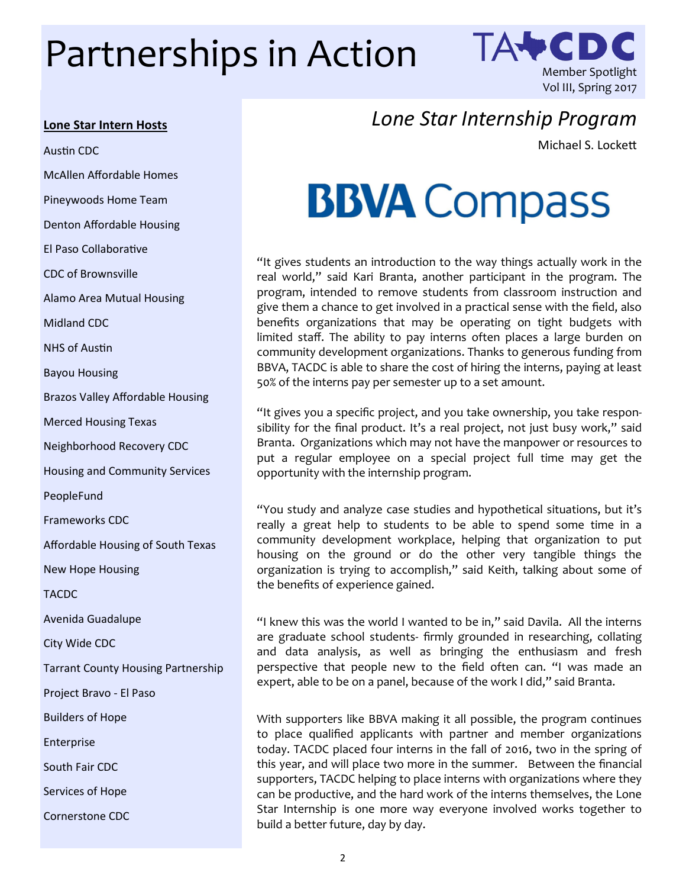# Partnerships in Action

TA★CDC
Member Spotlight
Vol III, Spring 2017

**Lone Star Intern Hosts**

Austin CDC

McAllen Affordable Homes

Pineywoods Home Team

Denton Affordable Housing

El Paso Collaborative

CDC of Brownsville

Alamo Area Mutual Housing

Midland CDC

NHS of Austin

Bayou Housing

Brazos Valley Affordable Housing

Merced Housing Texas

Neighborhood Recovery CDC

Housing and Community Services

PeopleFund

Frameworks CDC

Affordable Housing of South Texas

New Hope Housing

TACDC

Avenida Guadalupe

City Wide CDC

Tarrant County Housing Partnership

Project Bravo - El Paso

Builders of Hope

Enterprise

South Fair CDC

Services of Hope

Cornerstone CDC

## *Lone Star Internship Program*

Michael S. Lockett

**BBVA** Compass

"It gives students an introduction to the way things actually work in the real world," said Kari Branta, another participant in the program. The program, intended to remove students from classroom instruction and give them a chance to get involved in a practical sense with the field, also benefits organizations that may be operating on tight budgets with limited staff. The ability to pay interns often places a large burden on community development organizations. Thanks to generous funding from BBVA, TACDC is able to share the cost of hiring the interns, paying at least 50% of the interns pay per semester up to a set amount.

"It gives you a specific project, and you take ownership, you take responsibility for the final product. It's a real project, not just busy work," said Branta. Organizations which may not have the manpower or resources to put a regular employee on a special project full time may get the opportunity with the internship program.

"You study and analyze case studies and hypothetical situations, but it's really a great help to students to be able to spend some time in a community development workplace, helping that organization to put housing on the ground or do the other very tangible things the organization is trying to accomplish," said Keith, talking about some of the benefits of experience gained.

"I knew this was the world I wanted to be in," said Davila. All the interns are graduate school students- firmly grounded in researching, collating and data analysis, as well as bringing the enthusiasm and fresh perspective that people new to the field often can. "I was made an expert, able to be on a panel, because of the work I did," said Branta.

With supporters like BBVA making it all possible, the program continues to place qualified applicants with partner and member organizations today. TACDC placed four interns in the fall of 2016, two in the spring of this year, and will place two more in the summer. Between the financial supporters, TACDC helping to place interns with organizations where they can be productive, and the hard work of the interns themselves, the Lone Star Internship is one more way everyone involved works together to build a better future, day by day.